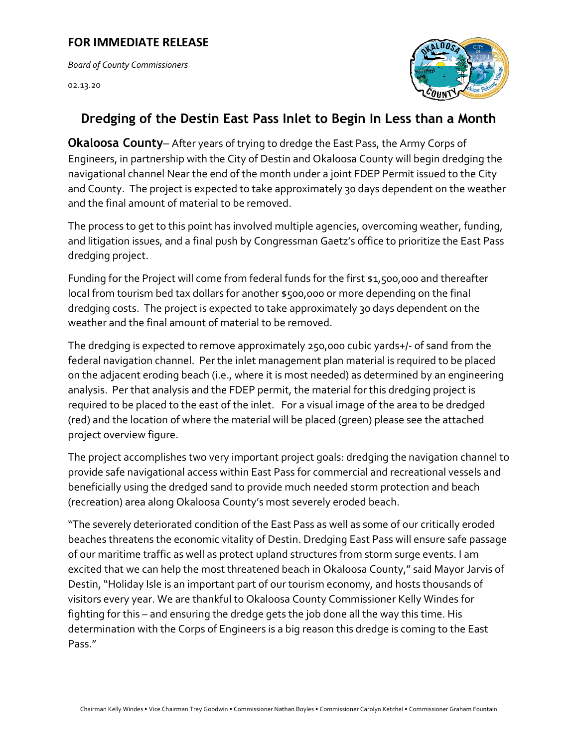**FOR IMMEDIATE RELEASE**

*Board of County Commissioners*

02.13.20

## Dredging of the Destin East Pass Inlet to Begin In Less than a Month

**Okaloosa County**– After years of trying to dredge the East Pass, the Army Corps of Engineers, in partnership with the City of Destin and Okaloosa County will begin dredging the navigational channel Near the end of the month under a joint FDEP Permit issued to the City and County. The project is expected to take approximately 30 days dependent on the weather and the final amount of material to be removed.

The process to get to this point has involved multiple agencies, overcoming weather, funding, and litigation issues, and a final push by Congressman Gaetz's office to prioritize the East Pass dredging project.

Funding for the Project will come from federal funds for the first $1,500,000 and thereafter local from tourism bed tax dollars for another $500,000 or more depending on the final dredging costs. The project is expected to take approximately 30 days dependent on the weather and the final amount of material to be removed.

The dredging is expected to remove approximately 250,000 cubic yards+/- of sand from the federal navigation channel. Per the inlet management plan material is required to be placed on the adjacent eroding beach (i.e., where it is most needed) as determined by an engineering analysis. Per that analysis and the FDEP permit, the material for this dredging project is required to be placed to the east of the inlet. For a visual image of the area to be dredged (red) and the location of where the material will be placed (green) please see the attached project overview figure.

The project accomplishes two very important project goals: dredging the navigation channel to provide safe navigational access within East Pass for commercial and recreational vessels and beneficially using the dredged sand to provide much needed storm protection and beach (recreation) area along Okaloosa County's most severely eroded beach.

"The severely deteriorated condition of the East Pass as well as some of our critically eroded beaches threatens the economic vitality of Destin. Dredging East Pass will ensure safe passage of our maritime traffic as well as protect upland structures from storm surge events. I am excited that we can help the most threatened beach in Okaloosa County," said Mayor Jarvis of Destin, "Holiday Isle is an important part of our tourism economy, and hosts thousands of visitors every year. We are thankful to Okaloosa County Commissioner Kelly Windes for fighting for this – and ensuring the dredge gets the job done all the way this time. His determination with the Corps of Engineers is a big reason this dredge is coming to the East Pass."

Chairman Kelly Windes • Vice Chairman Trey Goodwin • Commissioner Nathan Boyles • Commissioner Carolyn Ketchel • Commissioner Graham Fountain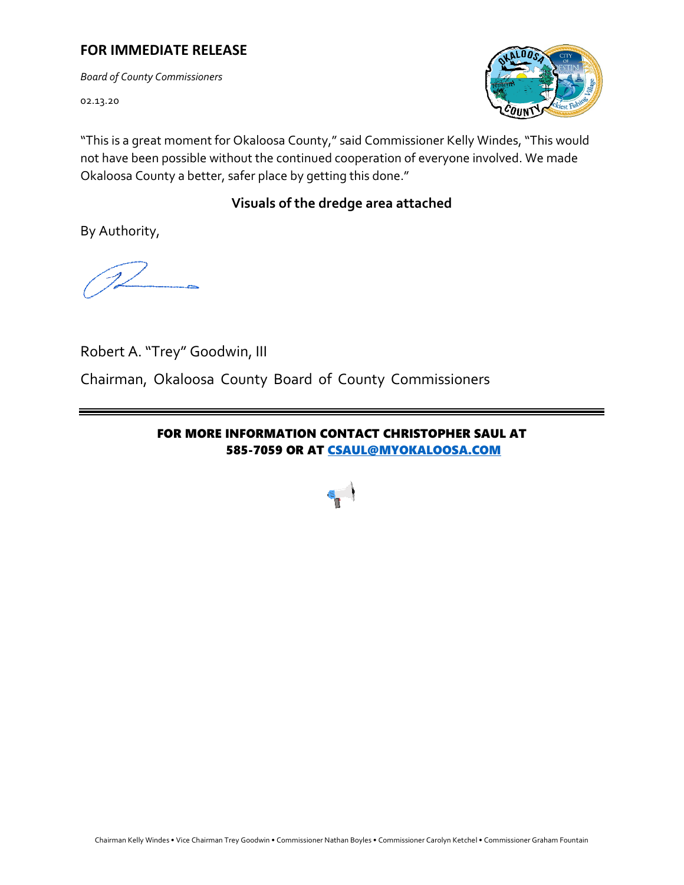**FOR IMMEDIATE RELEASE**

*Board of County Commissioners*

02.13.20

"This is a great moment for Okaloosa County," said Commissioner Kelly Windes, "This would not have been possible without the continued cooperation of everyone involved. We made Okaloosa County a better, safer place by getting this done."

**Visuals of the dredge area attached**

By Authority,

Robert A. "Trey" Goodwin, III

Chairman, Okaloosa County Board of County Commissioners

---

**FOR MORE INFORMATION CONTACT CHRISTOPHER SAUL AT 585-7059 OR AT [CSAUL@MYOKALOOSA.COM](mailto:CSAUL@MYOKALOOSA.COM)**

Chairman Kelly Windes • Vice Chairman Trey Goodwin • Commissioner Nathan Boyles • Commissioner Carolyn Ketchel • Commissioner Graham Fountain